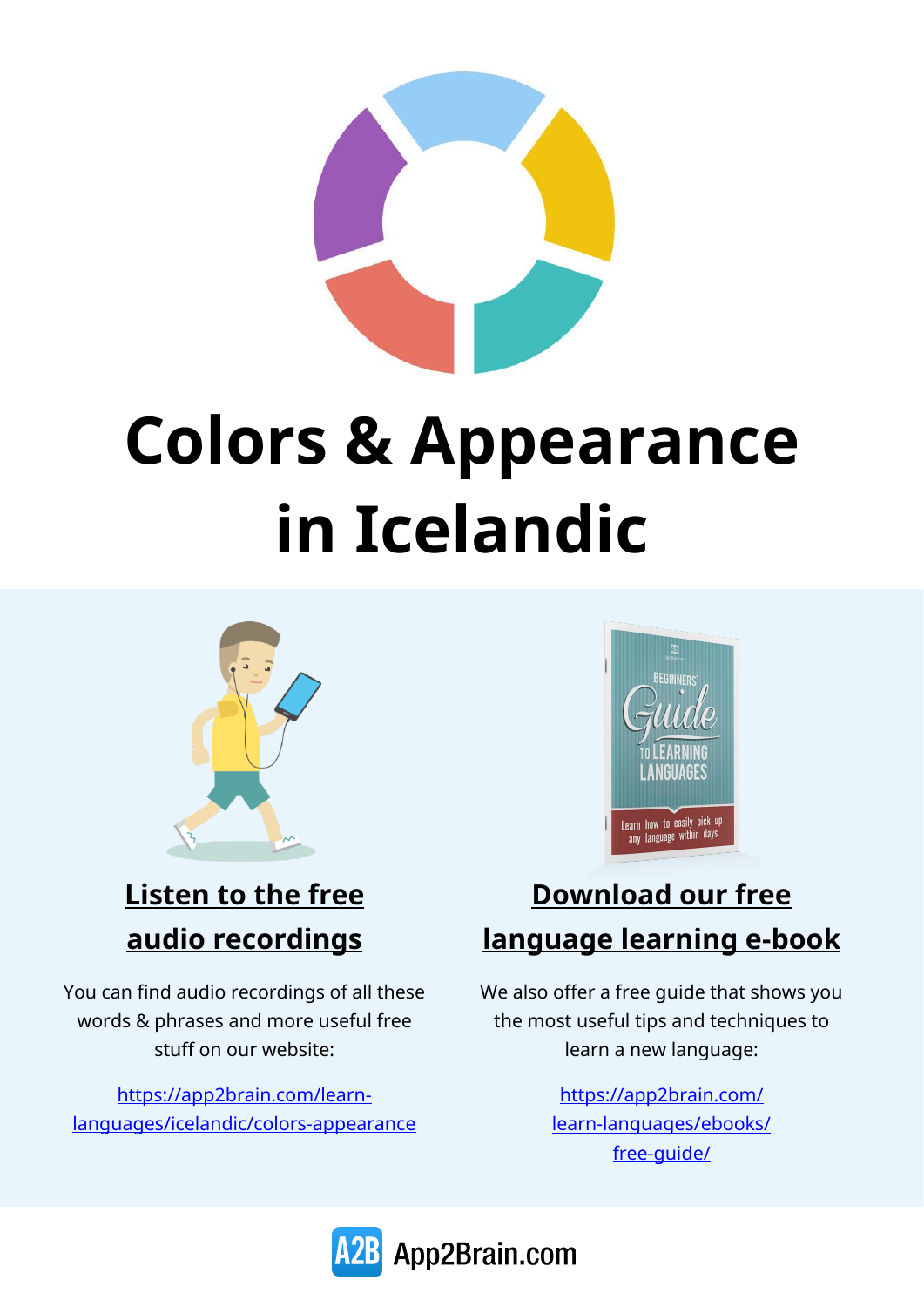# Colors & Appearance in Icelandic

## Listen to the free audio recordings

You can find audio recordings of all these words & phrases and more useful free stuff on our website:

https://app2brain.com/learn-languages/icelandic/colors-appearance

## Download our free language learning e-book

We also offer a free guide that shows you the most useful tips and techniques to learn a new language:

https://app2brain.com/learn-languages/ebooks/free-guide/

App2Brain.com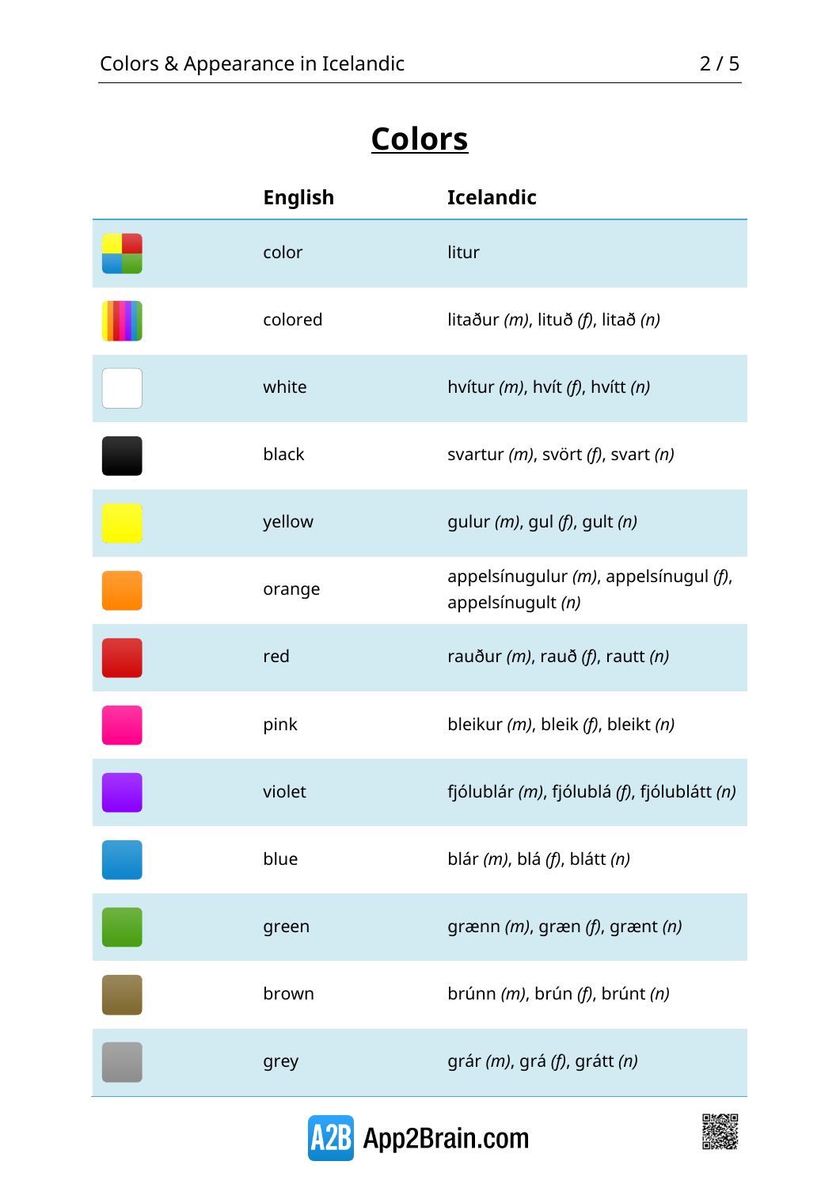# Colors

| | English | Icelandic |
|---|---|---|
| | color | litur |
| | colored | litaður *(m)*, lituð *(f)*, litað *(n)* |
| | white | hvítur *(m)*, hvít *(f)*, hvítt *(n)* |
| | black | svartur *(m)*, svört *(f)*, svart *(n)* |
| | yellow | gulur *(m)*, gul *(f)*, gult *(n)* |
| | orange | appelsínugulur *(m)*, appelsínugul *(f)*, appelsínugult *(n)* |
| | red | rauður *(m)*, rauð *(f)*, rautt *(n)* |
| | pink | bleikur *(m)*, bleik *(f)*, bleikt *(n)* |
| | violet | fjólublár *(m)*, fjólublá *(f)*, fjólublátt *(n)* |
| | blue | blár *(m)*, blá *(f)*, blátt *(n)* |
| | green | grænn *(m)*, græn *(f)*, grænt *(n)* |
| | brown | brúnn *(m)*, brún *(f)*, brúnt *(n)* |
| | grey | grár *(m)*, grá *(f)*, grátt *(n)* |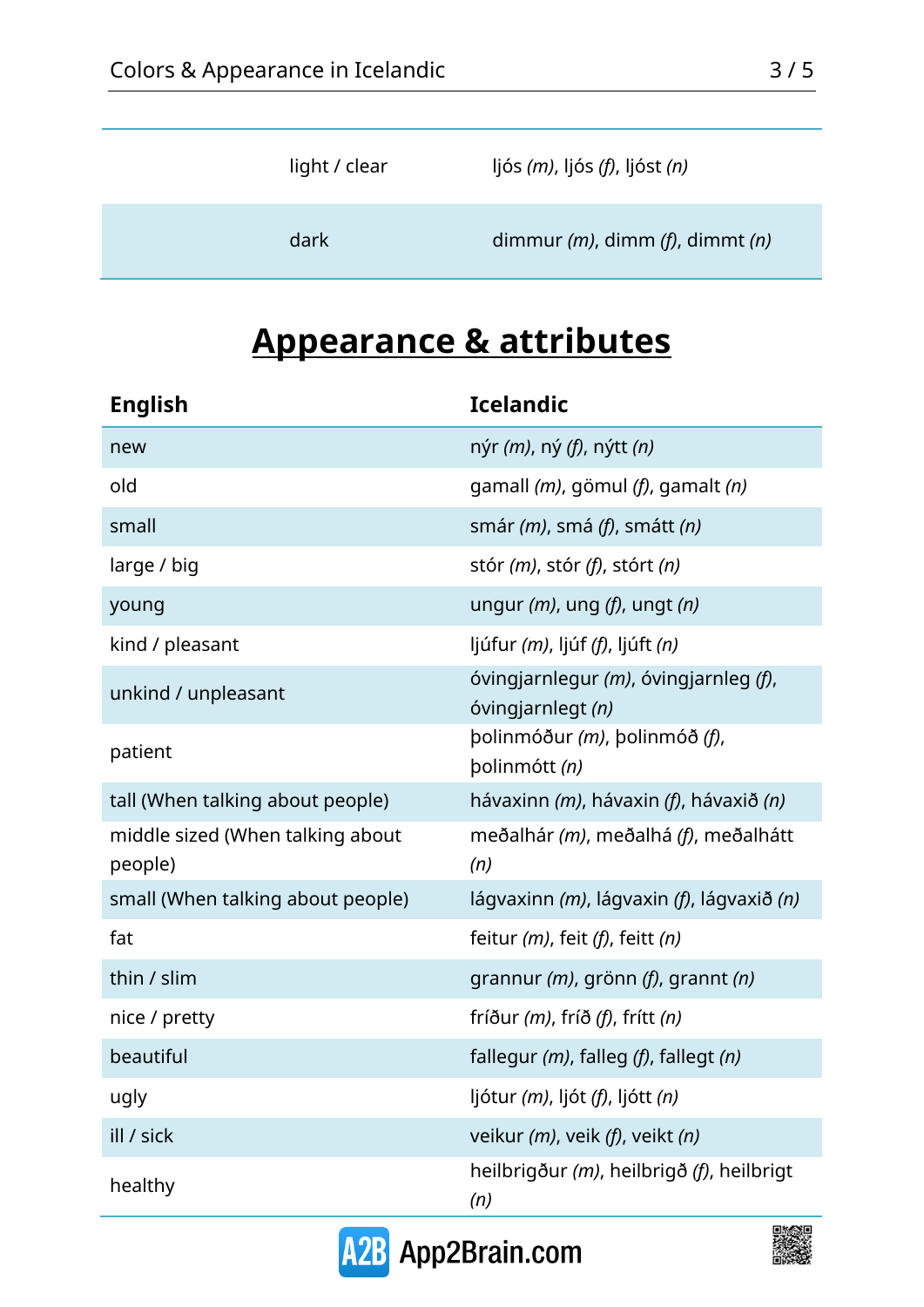| | |
|---|---|
| light / clear | ljós *(m)*, ljós *(f)*, ljóst *(n)* |
| dark | dimmur *(m)*, dimm *(f)*, dimmt *(n)* |

# Appearance & attributes

| English | Icelandic |
|---|---|
| new | nýr *(m)*, ný *(f)*, nýtt *(n)* |
| old | gamall *(m)*, gömul *(f)*, gamalt *(n)* |
| small | smár *(m)*, smá *(f)*, smátt *(n)* |
| large / big | stór *(m)*, stór *(f)*, stórt *(n)* |
| young | ungur *(m)*, ung *(f)*, ungt *(n)* |
| kind / pleasant | ljúfur *(m)*, ljúf *(f)*, ljúft *(n)* |
| unkind / unpleasant | óvingjarnlegur *(m)*, óvingjarnleg *(f)*, óvingjarnlegt *(n)* |
| patient | þolinmóður *(m)*, þolinmóð *(f)*, þolinmótt *(n)* |
| tall (When talking about people) | hávaxinn *(m)*, hávaxin *(f)*, hávaxið *(n)* |
| middle sized (When talking about people) | meðalhár *(m)*, meðalhá *(f)*, meðalhátt *(n)* |
| small (When talking about people) | lágvaxinn *(m)*, lágvaxin *(f)*, lágvaxið *(n)* |
| fat | feitur *(m)*, feit *(f)*, feitt *(n)* |
| thin / slim | grannur *(m)*, grönn *(f)*, grannt *(n)* |
| nice / pretty | fríður *(m)*, fríð *(f)*, frítt *(n)* |
| beautiful | fallegur *(m)*, falleg *(f)*, fallegt *(n)* |
| ugly | ljótur *(m)*, ljót *(f)*, ljótt *(n)* |
| ill / sick | veikur *(m)*, veik *(f)*, veikt *(n)* |
| healthy | heilbrigður *(m)*, heilbrigð *(f)*, heilbrigt *(n)* |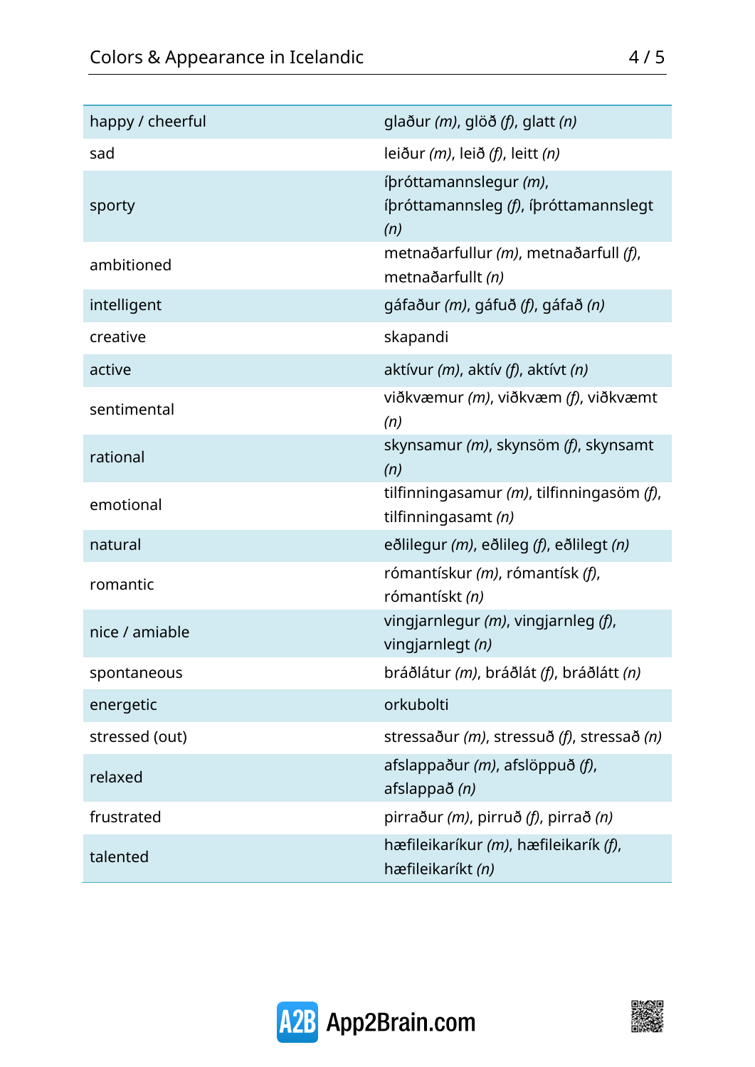| | |
|---|---|
| happy / cheerful | glaður *(m)*, glöð *(f)*, glatt *(n)* |
| sad | leiður *(m)*, leið *(f)*, leitt *(n)* |
| sporty | íþróttamannslegur *(m)*, íþróttamannsleg *(f)*, íþróttamannslegt *(n)* |
| ambitioned | metnaðarfullur *(m)*, metnaðarfull *(f)*, metnaðarfullt *(n)* |
| intelligent | gáfaður *(m)*, gáfuð *(f)*, gáfað *(n)* |
| creative | skapandi |
| active | aktívur *(m)*, aktív *(f)*, aktívt *(n)* |
| sentimental | viðkvæmur *(m)*, viðkvæm *(f)*, viðkvæmt *(n)* |
| rational | skynsamur *(m)*, skynsöm *(f)*, skynsamt *(n)* |
| emotional | tilfinningasamur *(m)*, tilfinningasöm *(f)*, tilfinningasamt *(n)* |
| natural | eðlilegur *(m)*, eðlileg *(f)*, eðlilegt *(n)* |
| romantic | rómantískur *(m)*, rómantísk *(f)*, rómantískt *(n)* |
| nice / amiable | vingjarnlegur *(m)*, vingjarnleg *(f)*, vingjarnlegt *(n)* |
| spontaneous | bráðlátur *(m)*, bráðlát *(f)*, bráðlátt *(n)* |
| energetic | orkubolti |
| stressed (out) | stressaður *(m)*, stressuð *(f)*, stressað *(n)* |
| relaxed | afslappaður *(m)*, afslöppuð *(f)*, afslappað *(n)* |
| frustrated | pirraður *(m)*, pirruð *(f)*, pirrað *(n)* |
| talented | hæfileikaríkur *(m)*, hæfileikarík *(f)*, hæfileikaríkt *(n)* |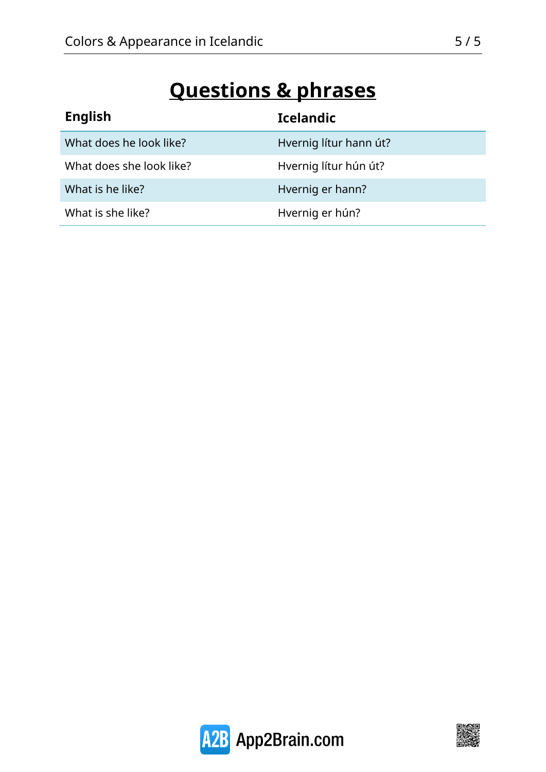# Questions & phrases

| English | Icelandic |
|---|---|
| What does he look like? | Hvernig lítur hann út? |
| What does she look like? | Hvernig lítur hún út? |
| What is he like? | Hvernig er hann? |
| What is she like? | Hvernig er hún? |

A2B App2Brain.com